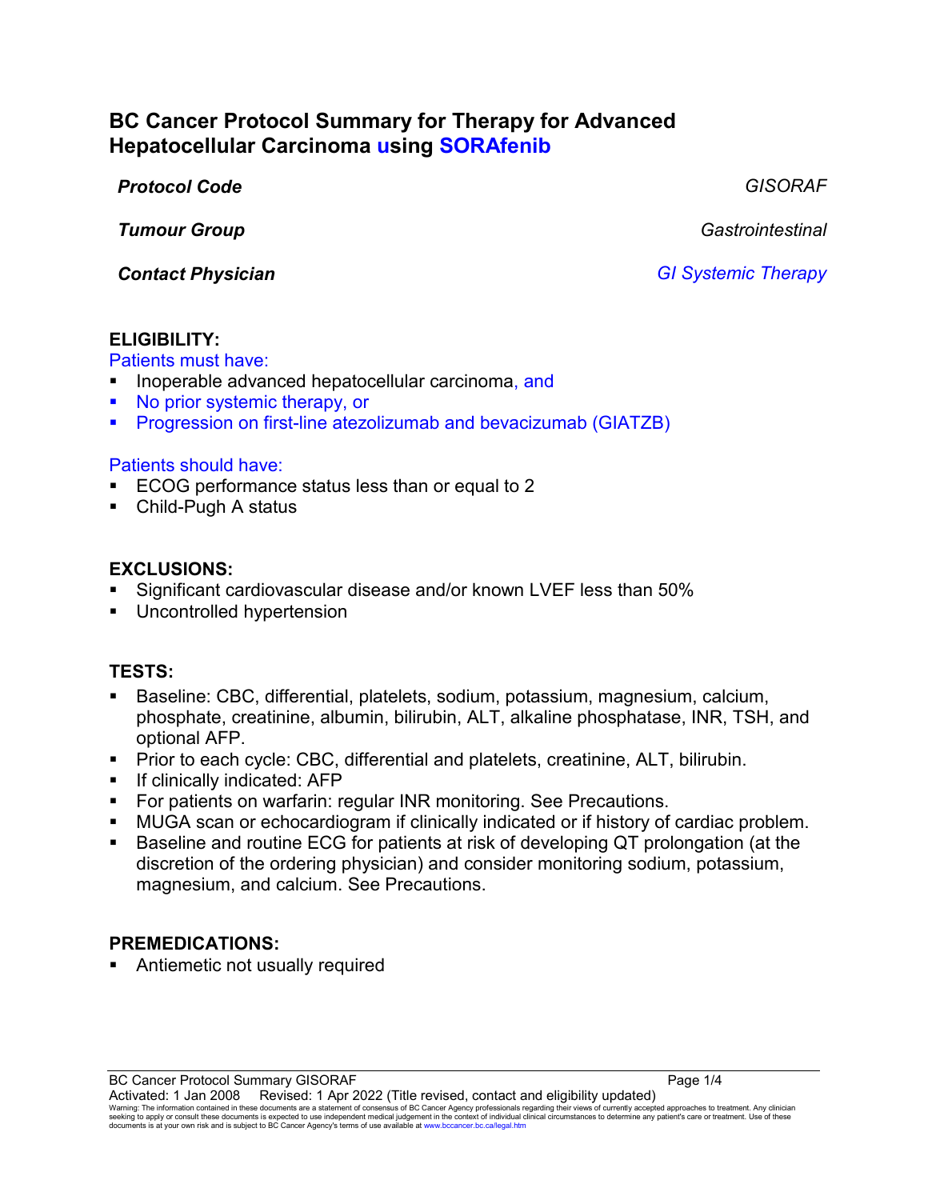# BC Cancer Protocol Summary for Therapy for Advanced Hepatocellular Carcinoma using SORAfenib

| | |
|---|---|
| ***Protocol Code*** | *GISORAF* |
| ***Tumour Group*** | *Gastrointestinal* |
| ***Contact Physician*** | *GI Systemic Therapy* |

## ELIGIBILITY:

Patients must have:

- Inoperable advanced hepatocellular carcinoma, and
- No prior systemic therapy, or
- Progression on first-line atezolizumab and bevacizumab (GIATZB)

Patients should have:

- ECOG performance status less than or equal to 2
- Child-Pugh A status

## EXCLUSIONS:

- Significant cardiovascular disease and/or known LVEF less than 50%
- Uncontrolled hypertension

## TESTS:

- Baseline: CBC, differential, platelets, sodium, potassium, magnesium, calcium, phosphate, creatinine, albumin, bilirubin, ALT, alkaline phosphatase, INR, TSH, and optional AFP.
- Prior to each cycle: CBC, differential and platelets, creatinine, ALT, bilirubin.
- If clinically indicated: AFP
- For patients on warfarin: regular INR monitoring. See Precautions.
- MUGA scan or echocardiogram if clinically indicated or if history of cardiac problem.
- Baseline and routine ECG for patients at risk of developing QT prolongation (at the discretion of the ordering physician) and consider monitoring sodium, potassium, magnesium, and calcium. See Precautions.

## PREMEDICATIONS:

- Antiemetic not usually required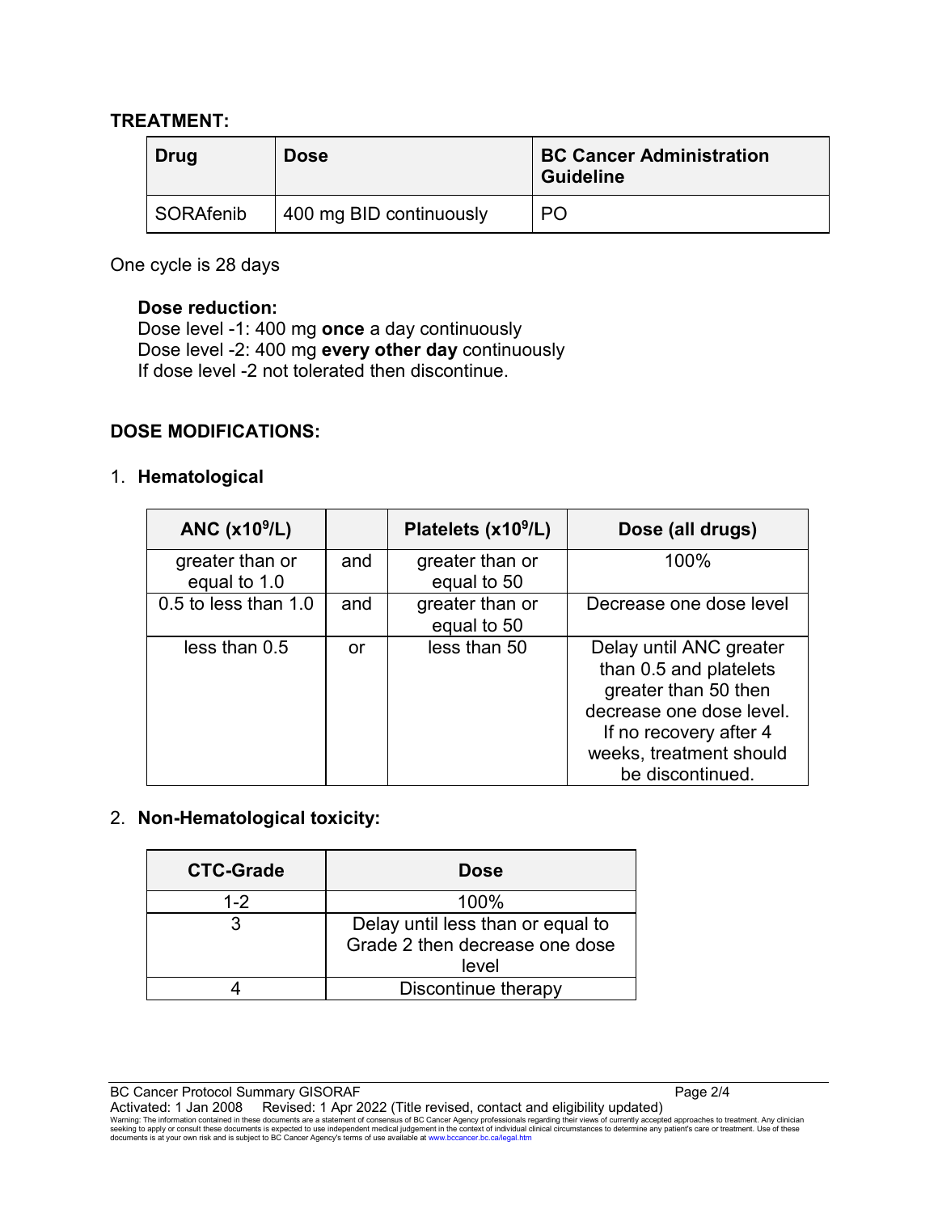**TREATMENT:**

| Drug | Dose | BC Cancer Administration Guideline |
|---|---|---|
| SORAfenib | 400 mg BID continuously | PO |

One cycle is 28 days

**Dose reduction:**
Dose level -1: 400 mg **once** a day continuously
Dose level -2: 400 mg **every other day** continuously
If dose level -2 not tolerated then discontinue.

**DOSE MODIFICATIONS:**

1. **Hematological**

| ANC ($x10^9$/L) | | Platelets ($x10^9$/L) | Dose (all drugs) |
|---|---|---|---|
| greater than or equal to 1.0 | and | greater than or equal to 50 | 100% |
| 0.5 to less than 1.0 | and | greater than or equal to 50 | Decrease one dose level |
| less than 0.5 | or | less than 50 | Delay until ANC greater than 0.5 and platelets greater than 50 then decrease one dose level. If no recovery after 4 weeks, treatment should be discontinued. |

2. **Non-Hematological toxicity:**

| CTC-Grade | Dose |
|---|---|
| 1-2 | 100% |
| 3 | Delay until less than or equal to Grade 2 then decrease one dose level |
| 4 | Discontinue therapy |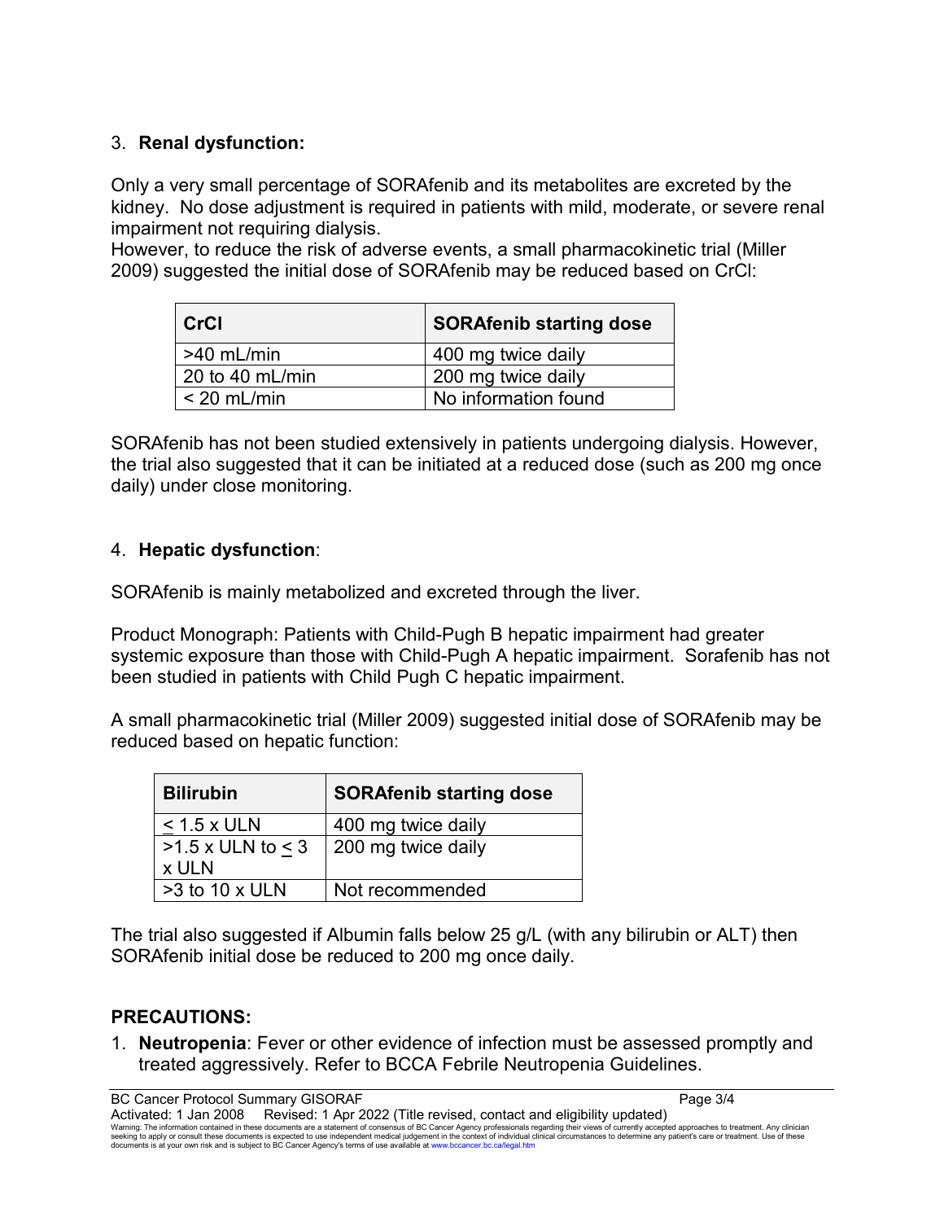3. **Renal dysfunction:**

Only a very small percentage of SORAfenib and its metabolites are excreted by the kidney. No dose adjustment is required in patients with mild, moderate, or severe renal impairment not requiring dialysis.
However, to reduce the risk of adverse events, a small pharmacokinetic trial (Miller 2009) suggested the initial dose of SORAfenib may be reduced based on CrCl:

| CrCl | SORAfenib starting dose |
|---|---|
| >40 mL/min | 400 mg twice daily |
| 20 to 40 mL/min | 200 mg twice daily |
| < 20 mL/min | No information found |

SORAfenib has not been studied extensively in patients undergoing dialysis. However, the trial also suggested that it can be initiated at a reduced dose (such as 200 mg once daily) under close monitoring.

4. **Hepatic dysfunction**:

SORAfenib is mainly metabolized and excreted through the liver.

Product Monograph: Patients with Child-Pugh B hepatic impairment had greater systemic exposure than those with Child-Pugh A hepatic impairment. Sorafenib has not been studied in patients with Child Pugh C hepatic impairment.

A small pharmacokinetic trial (Miller 2009) suggested initial dose of SORAfenib may be reduced based on hepatic function:

| Bilirubin | SORAfenib starting dose |
|---|---|
| ≤ 1.5 x ULN | 400 mg twice daily |
| >1.5 x ULN to ≤ 3 x ULN | 200 mg twice daily |
| >3 to 10 x ULN | Not recommended |

The trial also suggested if Albumin falls below 25 g/L (with any bilirubin or ALT) then SORAfenib initial dose be reduced to 200 mg once daily.

## PRECAUTIONS:

1. **Neutropenia**: Fever or other evidence of infection must be assessed promptly and treated aggressively. Refer to BCCA Febrile Neutropenia Guidelines.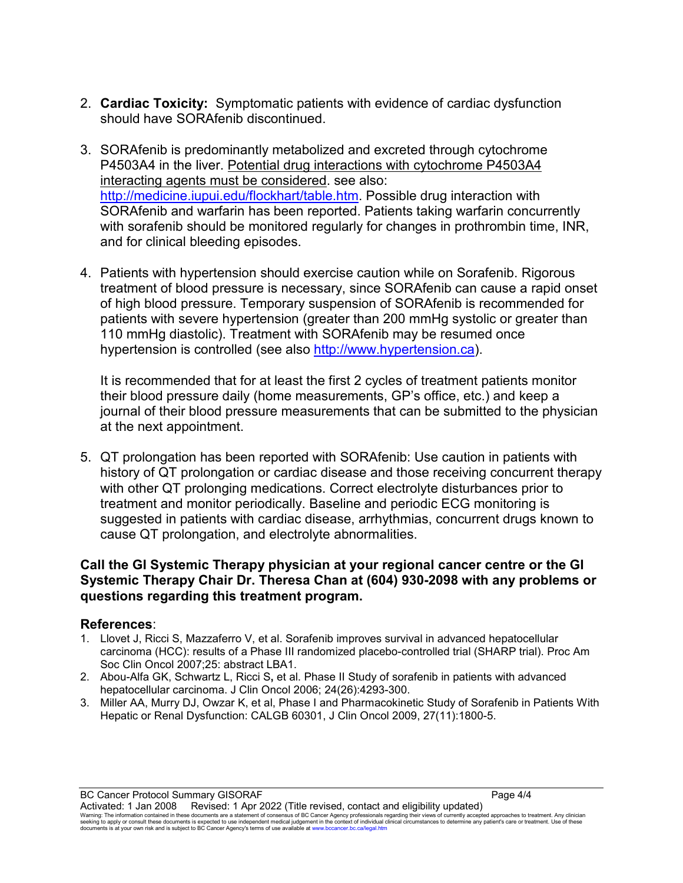2. **Cardiac Toxicity:** Symptomatic patients with evidence of cardiac dysfunction should have SORAfenib discontinued.

3. SORAfenib is predominantly metabolized and excreted through cytochrome P4503A4 in the liver. Potential drug interactions with cytochrome P4503A4 interacting agents must be considered. see also: http://medicine.iupui.edu/flockhart/table.htm. Possible drug interaction with SORAfenib and warfarin has been reported. Patients taking warfarin concurrently with sorafenib should be monitored regularly for changes in prothrombin time, INR, and for clinical bleeding episodes.

4. Patients with hypertension should exercise caution while on Sorafenib. Rigorous treatment of blood pressure is necessary, since SORAfenib can cause a rapid onset of high blood pressure. Temporary suspension of SORAfenib is recommended for patients with severe hypertension (greater than 200 mmHg systolic or greater than 110 mmHg diastolic). Treatment with SORAfenib may be resumed once hypertension is controlled (see also http://www.hypertension.ca).

   It is recommended that for at least the first 2 cycles of treatment patients monitor their blood pressure daily (home measurements, GP's office, etc.) and keep a journal of their blood pressure measurements that can be submitted to the physician at the next appointment.

5. QT prolongation has been reported with SORAfenib: Use caution in patients with history of QT prolongation or cardiac disease and those receiving concurrent therapy with other QT prolonging medications. Correct electrolyte disturbances prior to treatment and monitor periodically. Baseline and periodic ECG monitoring is suggested in patients with cardiac disease, arrhythmias, concurrent drugs known to cause QT prolongation, and electrolyte abnormalities.

**Call the GI Systemic Therapy physician at your regional cancer centre or the GI Systemic Therapy Chair Dr. Theresa Chan at (604) 930-2098 with any problems or questions regarding this treatment program.**

## References:

1. Llovet J, Ricci S, Mazzaferro V, et al. Sorafenib improves survival in advanced hepatocellular carcinoma (HCC): results of a Phase III randomized placebo-controlled trial (SHARP trial). Proc Am Soc Clin Oncol 2007;25: abstract LBA1.
2. Abou-Alfa GK, Schwartz L, Ricci S, et al. Phase II Study of sorafenib in patients with advanced hepatocellular carcinoma. J Clin Oncol 2006; 24(26):4293-300.
3. Miller AA, Murry DJ, Owzar K, et al, Phase I and Pharmacokinetic Study of Sorafenib in Patients With Hepatic or Renal Dysfunction: CALGB 60301, J Clin Oncol 2009, 27(11):1800-5.

BC Cancer Protocol Summary GISORAF

Activated: 1 Jan 2008 Revised: 1 Apr 2022 (Title revised, contact and eligibility updated)

Warning: The information contained in these documents are a statement of consensus of BC Cancer Agency professionals regarding their views of currently accepted approaches to treatment. Any clinician seeking to apply or consult these documents is expected to use independent medical judgement in the context of individual clinical circumstances to determine any patient's care or treatment. Use of these documents is at your own risk and is subject to BC Cancer Agency's terms of use available at www.bccancer.bc.ca/legal.htm